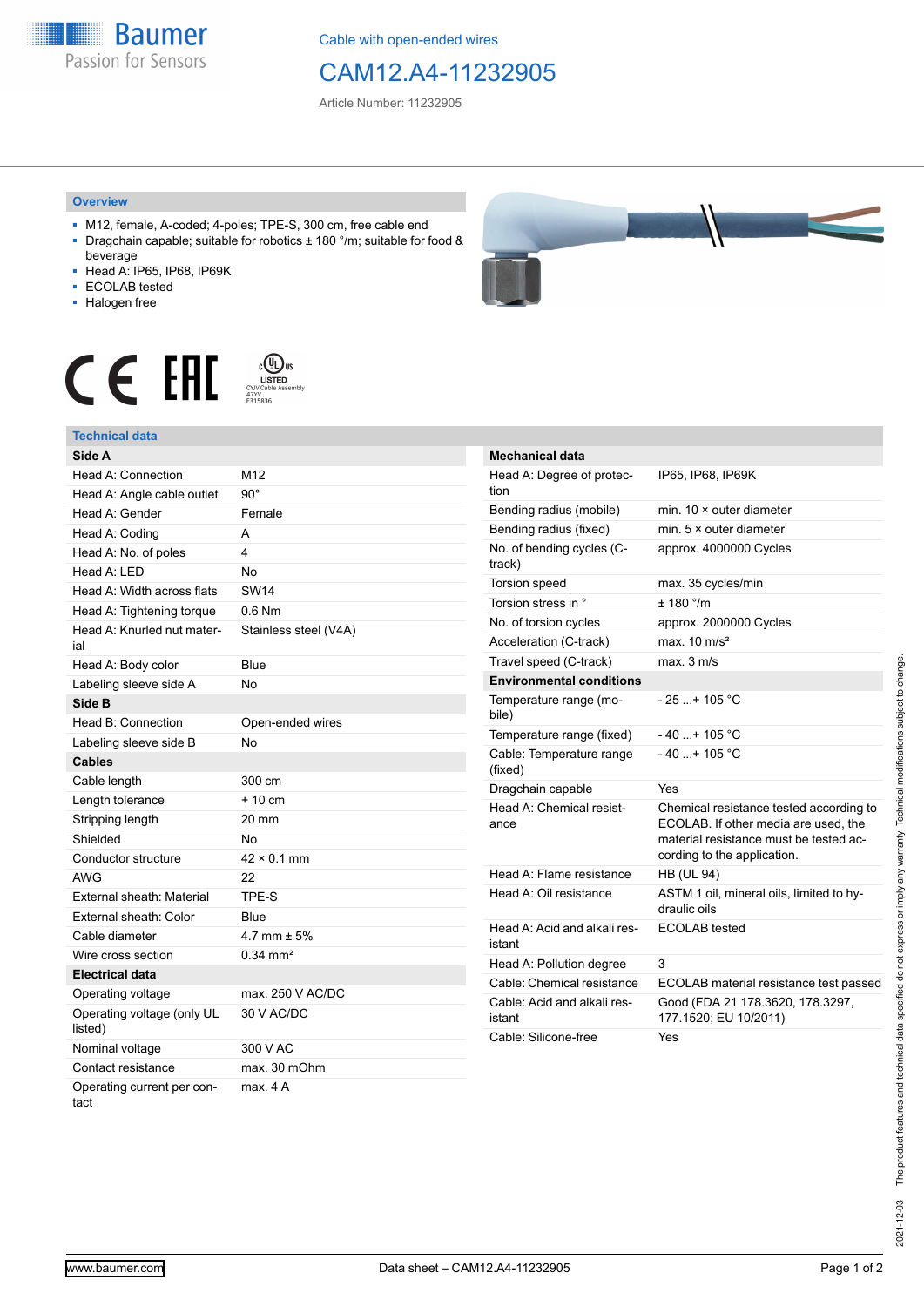Cable with open-ended wires

# CAM12.A4-11232905

Article Number: 11232905

## Overview

- M12, female, A-coded; 4-poles; TPE-S, 300 cm, free cable end
- Dragchain capable; suitable for robotics ± 180 °/m; suitable for food & beverage
- Head A: IP65, IP68, IP69K
- ECOLAB tested
- Halogen free

## Technical data

| Side A | |
|---|---|
| Head A: Connection | M12 |
| Head A: Angle cable outlet | 90° |
| Head A: Gender | Female |
| Head A: Coding | A |
| Head A: No. of poles | 4 |
| Head A: LED | No |
| Head A: Width across flats | SW14 |
| Head A: Tightening torque | 0.6 Nm |
| Head A: Knurled nut material | Stainless steel (V4A) |
| Head A: Body color | Blue |
| Labeling sleeve side A | No |
| **Side B** | |
| Head B: Connection | Open-ended wires |
| Labeling sleeve side B | No |
| **Cables** | |
| Cable length | 300 cm |
| Length tolerance | + 10 cm |
| Stripping length | 20 mm |
| Shielded | No |
| Conductor structure | 42 × 0.1 mm |
| AWG | 22 |
| External sheath: Material | TPE-S |
| External sheath: Color | Blue |
| Cable diameter | 4.7 mm ± 5% |
| Wire cross section | 0.34 mm² |
| **Electrical data** | |
| Operating voltage | max. 250 V AC/DC |
| Operating voltage (only UL listed) | 30 V AC/DC |
| Nominal voltage | 300 V AC |
| Contact resistance | max. 30 mOhm |
| Operating current per contact | max. 4 A |

| Mechanical data | |
|---|---|
| Head A: Degree of protection | IP65, IP68, IP69K |
| Bending radius (mobile) | min. 10 × outer diameter |
| Bending radius (fixed) | min. 5 × outer diameter |
| No. of bending cycles (C-track) | approx. 4000000 Cycles |
| Torsion speed | max. 35 cycles/min |
| Torsion stress in ° | ± 180 °/m |
| No. of torsion cycles | approx. 2000000 Cycles |
| Acceleration (C-track) | max. 10 m/s² |
| Travel speed (C-track) | max. 3 m/s |
| **Environmental conditions** | |
| Temperature range (mobile) | - 25 ...+ 105 °C |
| Temperature range (fixed) | - 40 ...+ 105 °C |
| Cable: Temperature range (fixed) | - 40 ...+ 105 °C |
| Dragchain capable | Yes |
| Head A: Chemical resistance | Chemical resistance tested according to ECOLAB. If other media are used, the material resistance must be tested according to the application. |
| Head A: Flame resistance | HB (UL 94) |
| Head A: Oil resistance | ASTM 1 oil, mineral oils, limited to hydraulic oils |
| Head A: Acid and alkali resistant | ECOLAB tested |
| Head A: Pollution degree | 3 |
| Cable: Chemical resistance | ECOLAB material resistance test passed |
| Cable: Acid and alkali resistant | Good (FDA 21 178.3620, 178.3297, 177.1520; EU 10/2011) |
| Cable: Silicone-free | Yes |

The product features and technical data specified do not express or imply any warranty. Technical modifications subject to change. 2021-12-03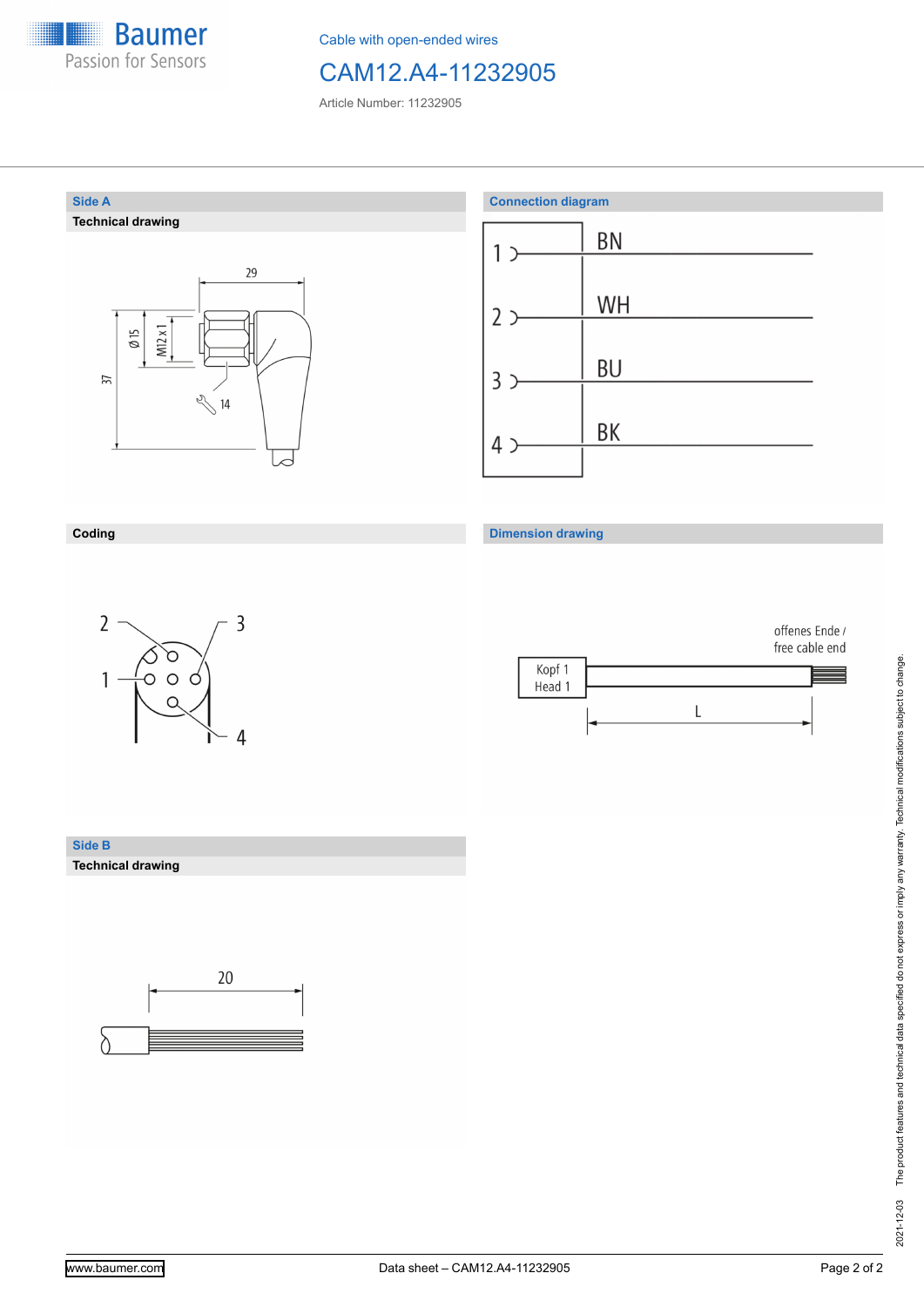Cable with open-ended wires

# CAM12.A4-11232905

Article Number: 11232905

## Side A

### Technical drawing

29

Ø15

M12 x 1

37

14

## Connection diagram

1 BN

2 WH

3 BU

4 BK

### Coding

2

3

1

4

## Dimension drawing

offenes Ende / free cable end

Kopf 1
Head 1

L

## Side B

### Technical drawing

20

The product features and technical data specified do not express or imply any warranty. Technical modifications subject to change.

2021-12-03

www.baumer.com

Data sheet – CAM12.A4-11232905